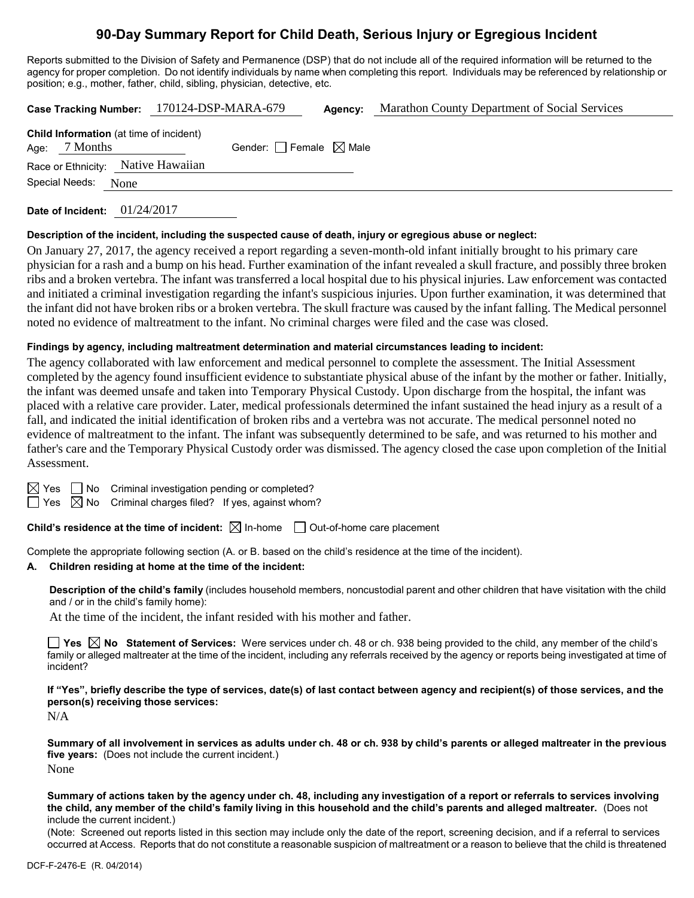# 90-Day Summary Report for Child Death, Serious Injury or Egregious Incident

Reports submitted to the Division of Safety and Permanence (DSP) that do not include all of the required information will be returned to the agency for proper completion. Do not identify individuals by name when completing this report. Individuals may be referenced by relationship or position; e.g., mother, father, child, sibling, physician, detective, etc.

**Case Tracking Number:** 170124-DSP-MARA-679 **Agency:** Marathon County Department of Social Services

**Child Information** (at time of incident)
Age: 7 Months Gender: ☐ Female ☒ Male
Race or Ethnicity: Native Hawaiian
Special Needs: None

**Date of Incident:** 01/24/2017

**Description of the incident, including the suspected cause of death, injury or egregious abuse or neglect:**

On January 27, 2017, the agency received a report regarding a seven-month-old infant initially brought to his primary care physician for a rash and a bump on his head. Further examination of the infant revealed a skull fracture, and possibly three broken ribs and a broken vertebra. The infant was transferred a local hospital due to his physical injuries. Law enforcement was contacted and initiated a criminal investigation regarding the infant's suspicious injuries. Upon further examination, it was determined that the infant did not have broken ribs or a broken vertebra. The skull fracture was caused by the infant falling. The Medical personnel noted no evidence of maltreatment to the infant. No criminal charges were filed and the case was closed.

**Findings by agency, including maltreatment determination and material circumstances leading to incident:**

The agency collaborated with law enforcement and medical personnel to complete the assessment. The Initial Assessment completed by the agency found insufficient evidence to substantiate physical abuse of the infant by the mother or father. Initially, the infant was deemed unsafe and taken into Temporary Physical Custody. Upon discharge from the hospital, the infant was placed with a relative care provider. Later, medical professionals determined the infant sustained the head injury as a result of a fall, and indicated the initial identification of broken ribs and a vertebra was not accurate. The medical personnel noted no evidence of maltreatment to the infant. The infant was subsequently determined to be safe, and was returned to his mother and father's care and the Temporary Physical Custody order was dismissed. The agency closed the case upon completion of the Initial Assessment.

☒ Yes ☐ No Criminal investigation pending or completed?
☐ Yes ☒ No Criminal charges filed? If yes, against whom?

**Child's residence at the time of incident:** ☒ In-home ☐ Out-of-home care placement

Complete the appropriate following section (A. or B. based on the child's residence at the time of the incident).

**A. Children residing at home at the time of the incident:**

**Description of the child's family** (includes household members, noncustodial parent and other children that have visitation with the child and / or in the child's family home):

At the time of the incident, the infant resided with his mother and father.

☐ **Yes** ☒ **No Statement of Services:** Were services under ch. 48 or ch. 938 being provided to the child, any member of the child's family or alleged maltreater at the time of the incident, including any referrals received by the agency or reports being investigated at time of incident?

**If "Yes", briefly describe the type of services, date(s) of last contact between agency and recipient(s) of those services, and the person(s) receiving those services:**

N/A

**Summary of all involvement in services as adults under ch. 48 or ch. 938 by child's parents or alleged maltreater in the previous five years:** (Does not include the current incident.)

None

**Summary of actions taken by the agency under ch. 48, including any investigation of a report or referrals to services involving the child, any member of the child's family living in this household and the child's parents and alleged maltreater.** (Does not include the current incident.)

(Note: Screened out reports listed in this section may include only the date of the report, screening decision, and if a referral to services occurred at Access. Reports that do not constitute a reasonable suspicion of maltreatment or a reason to believe that the child is threatened

DCF-F-2476-E (R. 04/2014)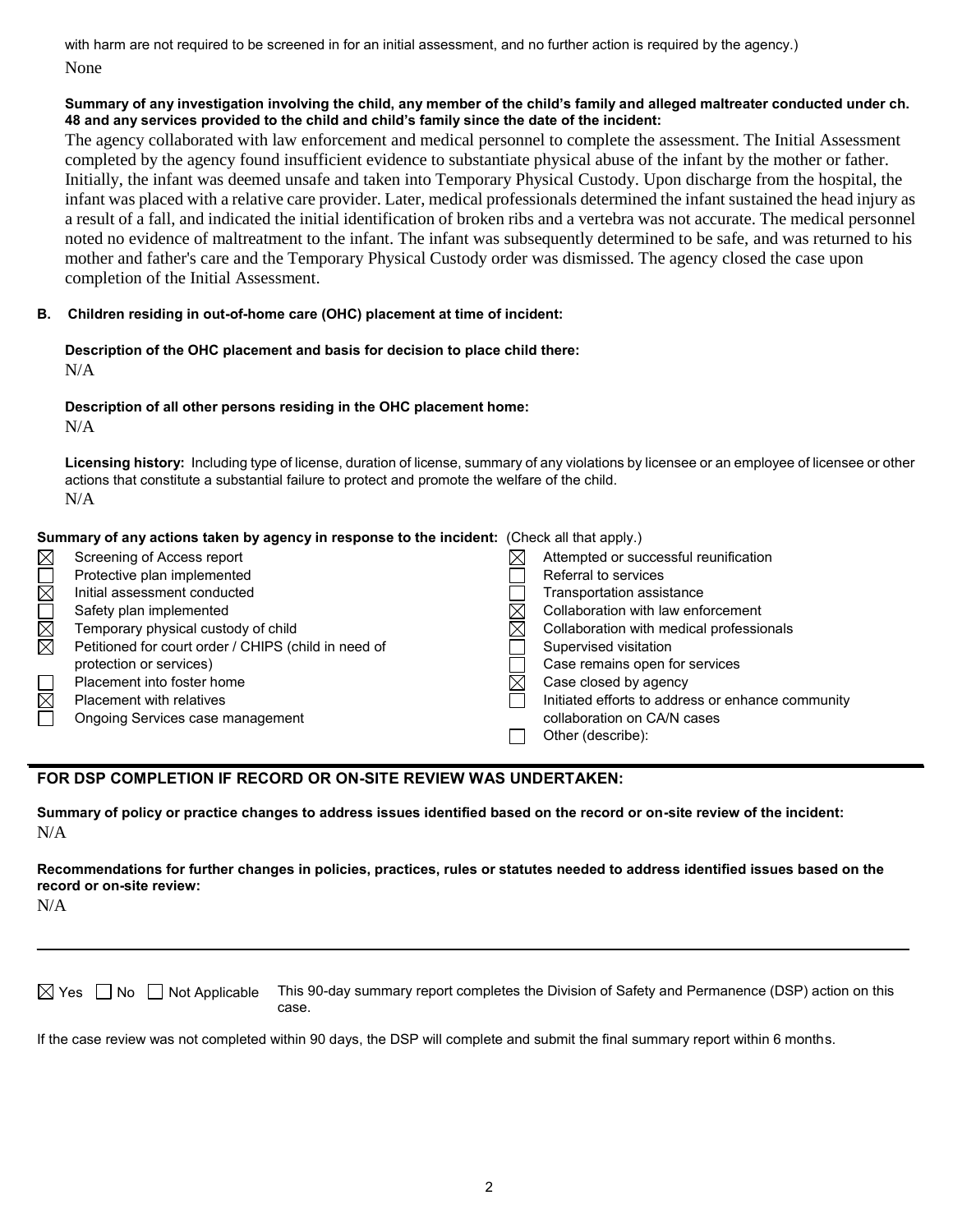with harm are not required to be screened in for an initial assessment, and no further action is required by the agency.)

None

**Summary of any investigation involving the child, any member of the child's family and alleged maltreater conducted under ch. 48 and any services provided to the child and child's family since the date of the incident:**

The agency collaborated with law enforcement and medical personnel to complete the assessment. The Initial Assessment completed by the agency found insufficient evidence to substantiate physical abuse of the infant by the mother or father. Initially, the infant was deemed unsafe and taken into Temporary Physical Custody. Upon discharge from the hospital, the infant was placed with a relative care provider. Later, medical professionals determined the infant sustained the head injury as a result of a fall, and indicated the initial identification of broken ribs and a vertebra was not accurate. The medical personnel noted no evidence of maltreatment to the infant. The infant was subsequently determined to be safe, and was returned to his mother and father's care and the Temporary Physical Custody order was dismissed. The agency closed the case upon completion of the Initial Assessment.

**B. Children residing in out-of-home care (OHC) placement at time of incident:**

**Description of the OHC placement and basis for decision to place child there:**

N/A

**Description of all other persons residing in the OHC placement home:**

N/A

**Licensing history:** Including type of license, duration of license, summary of any violations by licensee or an employee of licensee or other actions that constitute a substantial failure to protect and promote the welfare of the child.

N/A

**Summary of any actions taken by agency in response to the incident:** (Check all that apply.)

- ☒ Screening of Access report
- ☐ Protective plan implemented
- ☒ Initial assessment conducted
- ☐ Safety plan implemented
- ☒ Temporary physical custody of child
- ☒ Petitioned for court order / CHIPS (child in need of protection or services)
- ☐ Placement into foster home
- ☒ Placement with relatives
- ☐ Ongoing Services case management
- ☒ Attempted or successful reunification
- ☐ Referral to services
- ☐ Transportation assistance
- ☒ Collaboration with law enforcement
- ☒ Collaboration with medical professionals
- ☐ Supervised visitation
- ☐ Case remains open for services
- ☒ Case closed by agency
- ☐ Initiated efforts to address or enhance community collaboration on CA/N cases
- ☐ Other (describe):

## FOR DSP COMPLETION IF RECORD OR ON-SITE REVIEW WAS UNDERTAKEN:

**Summary of policy or practice changes to address issues identified based on the record or on-site review of the incident:**

N/A

**Recommendations for further changes in policies, practices, rules or statutes needed to address identified issues based on the record or on-site review:**

N/A

---

☒ Yes ☐ No ☐ Not Applicable This 90-day summary report completes the Division of Safety and Permanence (DSP) action on this case.

If the case review was not completed within 90 days, the DSP will complete and submit the final summary report within 6 months.